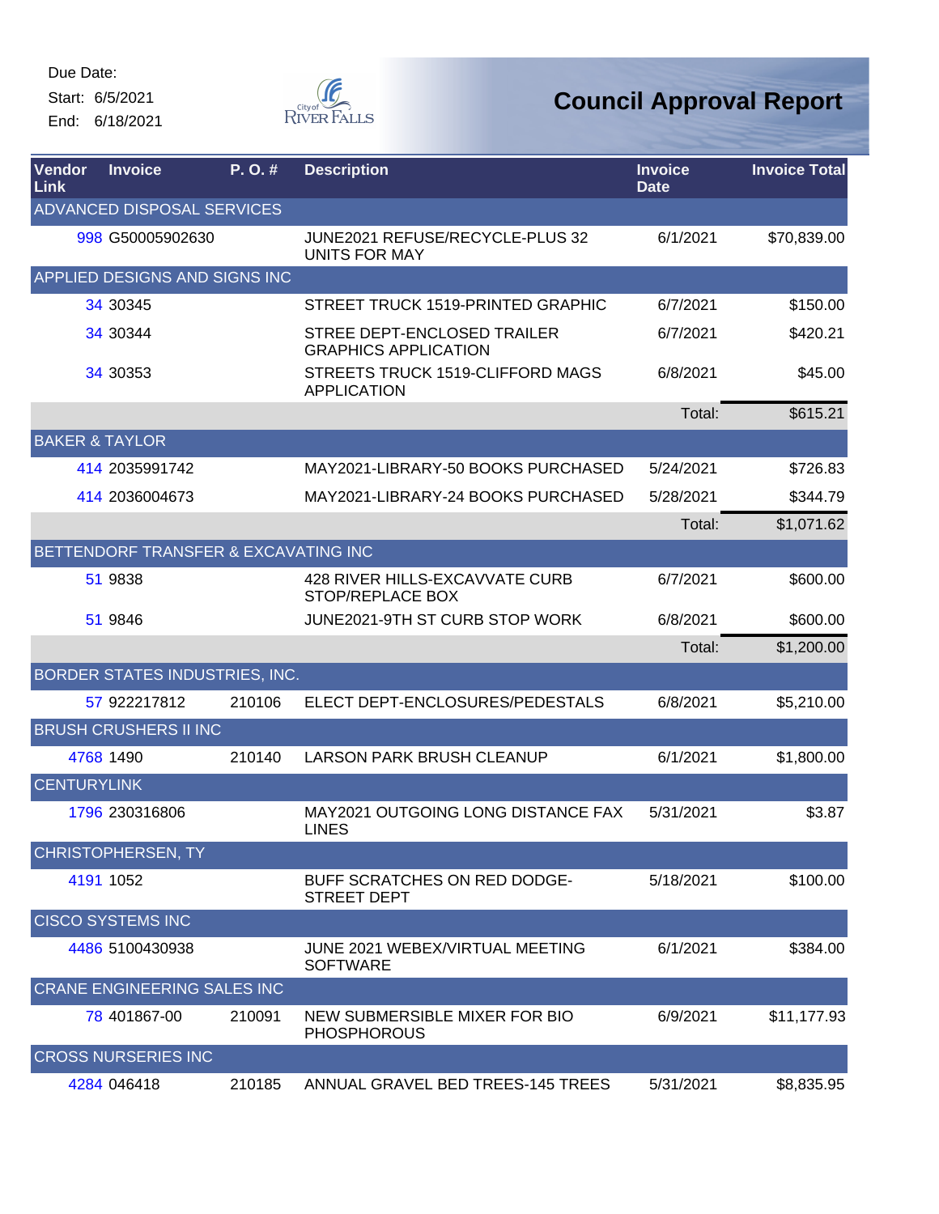Due Date:

Start: 6/5/2021

End: 6/18/2021

City of River Falls

# Council Approval Report

| Vendor Link | Invoice | P. O. # | Description | Invoice Date | Invoice Total |
|---|---|---|---|---|---|
| ADVANCED DISPOSAL SERVICES | | | | | |
| 998 | G50005902630 | | JUNE2021 REFUSE/RECYCLE-PLUS 32 UNITS FOR MAY | 6/1/2021 | $70,839.00 |
| APPLIED DESIGNS AND SIGNS INC | | | | | |
| 34 | 30345 | | STREET TRUCK 1519-PRINTED GRAPHIC | 6/7/2021 | $150.00 |
| 34 | 30344 | | STREE DEPT-ENCLOSED TRAILER GRAPHICS APPLICATION | 6/7/2021 | $420.21 |
| 34 | 30353 | | STREETS TRUCK 1519-CLIFFORD MAGS APPLICATION | 6/8/2021 | $45.00 |
| | | | | Total: | $615.21 |
| BAKER & TAYLOR | | | | | |
| 414 | 2035991742 | | MAY2021-LIBRARY-50 BOOKS PURCHASED | 5/24/2021 | $726.83 |
| 414 | 2036004673 | | MAY2021-LIBRARY-24 BOOKS PURCHASED | 5/28/2021 | $344.79 |
| | | | | Total: | $1,071.62 |
| BETTENDORF TRANSFER & EXCAVATING INC | | | | | |
| 51 | 9838 | | 428 RIVER HILLS-EXCAVVATE CURB STOP/REPLACE BOX | 6/7/2021 | $600.00 |
| 51 | 9846 | | JUNE2021-9TH ST CURB STOP WORK | 6/8/2021 | $600.00 |
| | | | | Total: | $1,200.00 |
| BORDER STATES INDUSTRIES, INC. | | | | | |
| 57 | 922217812 | 210106 | ELECT DEPT-ENCLOSURES/PEDESTALS | 6/8/2021 | $5,210.00 |
| BRUSH CRUSHERS II INC | | | | | |
| 4768 | 1490 | 210140 | LARSON PARK BRUSH CLEANUP | 6/1/2021 | $1,800.00 |
| CENTURYLINK | | | | | |
| 1796 | 230316806 | | MAY2021 OUTGOING LONG DISTANCE FAX LINES | 5/31/2021 | $3.87 |
| CHRISTOPHERSEN, TY | | | | | |
| 4191 | 1052 | | BUFF SCRATCHES ON RED DODGE-STREET DEPT | 5/18/2021 | $100.00 |
| CISCO SYSTEMS INC | | | | | |
| 4486 | 5100430938 | | JUNE 2021 WEBEX/VIRTUAL MEETING SOFTWARE | 6/1/2021 | $384.00 |
| CRANE ENGINEERING SALES INC | | | | | |
| 78 | 401867-00 | 210091 | NEW SUBMERSIBLE MIXER FOR BIO PHOSPHOROUS | 6/9/2021 | $11,177.93 |
| CROSS NURSERIES INC | | | | | |
| 4284 | 046418 | 210185 | ANNUAL GRAVEL BED TREES-145 TREES | 5/31/2021 | $8,835.95 |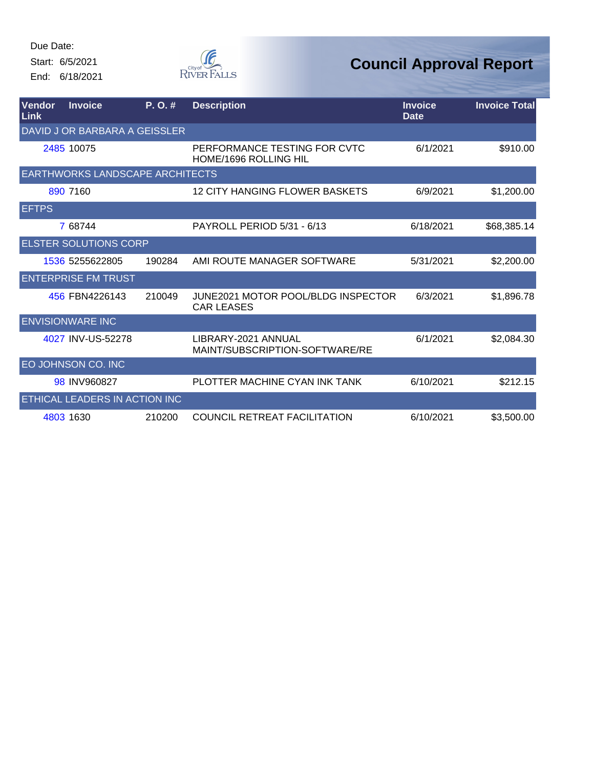Due Date:

Start: 6/5/2021

End: 6/18/2021

# Council Approval Report

| Vendor Link | Invoice | P. O. # | Description | Invoice Date | Invoice Total |
|---|---|---|---|---|---|
| DAVID J OR BARBARA A GEISSLER | | | | | |
| 2485 | 10075 | | PERFORMANCE TESTING FOR CVTC HOME/1696 ROLLING HIL | 6/1/2021 | $910.00 |
| EARTHWORKS LANDSCAPE ARCHITECTS | | | | | |
| 890 | 7160 | | 12 CITY HANGING FLOWER BASKETS | 6/9/2021 | $1,200.00 |
| EFTPS | | | | | |
| 7 | 68744 | | PAYROLL PERIOD 5/31 - 6/13 | 6/18/2021 | $68,385.14 |
| ELSTER SOLUTIONS CORP | | | | | |
| 1536 | 5255622805 | 190284 | AMI ROUTE MANAGER SOFTWARE | 5/31/2021 | $2,200.00 |
| ENTERPRISE FM TRUST | | | | | |
| 456 | FBN4226143 | 210049 | JUNE2021 MOTOR POOL/BLDG INSPECTOR CAR LEASES | 6/3/2021 | $1,896.78 |
| ENVISIONWARE INC | | | | | |
| 4027 | INV-US-52278 | | LIBRARY-2021 ANNUAL MAINT/SUBSCRIPTION-SOFTWARE/RE | 6/1/2021 | $2,084.30 |
| EO JOHNSON CO. INC | | | | | |
| 98 | INV960827 | | PLOTTER MACHINE CYAN INK TANK | 6/10/2021 | $212.15 |
| ETHICAL LEADERS IN ACTION INC | | | | | |
| 4803 | 1630 | 210200 | COUNCIL RETREAT FACILITATION | 6/10/2021 | $3,500.00 |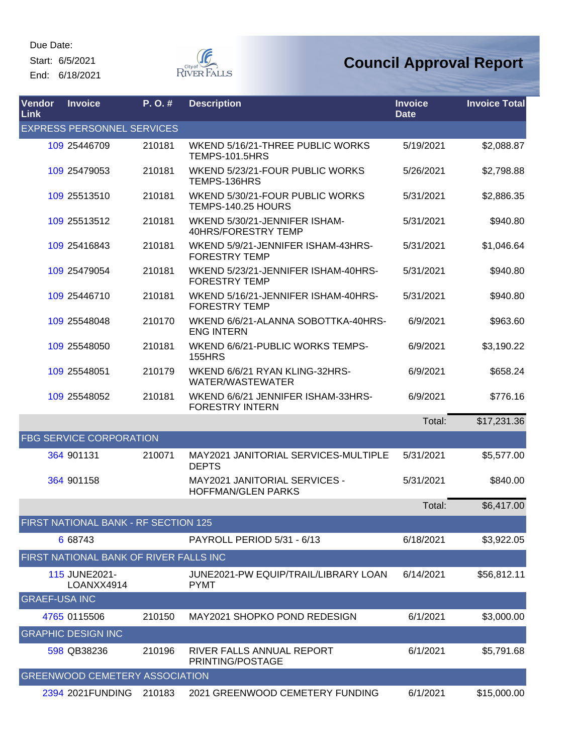Due Date:
Start: 6/5/2021
End: 6/18/2021

# Council Approval Report

| Vendor Link | Invoice | P. O. # | Description | Invoice Date | Invoice Total |
|---|---|---|---|---|---|
| EXPRESS PERSONNEL SERVICES | | | | | |
| 109 | 25446709 | 210181 | WKEND 5/16/21-THREE PUBLIC WORKS TEMPS-101.5HRS | 5/19/2021 | $2,088.87 |
| 109 | 25479053 | 210181 | WKEND 5/23/21-FOUR PUBLIC WORKS TEMPS-136HRS | 5/26/2021 | $2,798.88 |
| 109 | 25513510 | 210181 | WKEND 5/30/21-FOUR PUBLIC WORKS TEMPS-140.25 HOURS | 5/31/2021 | $2,886.35 |
| 109 | 25513512 | 210181 | WKEND 5/30/21-JENNIFER ISHAM-40HRS/FORESTRY TEMP | 5/31/2021 | $940.80 |
| 109 | 25416843 | 210181 | WKEND 5/9/21-JENNIFER ISHAM-43HRS-FORESTRY TEMP | 5/31/2021 | $1,046.64 |
| 109 | 25479054 | 210181 | WKEND 5/23/21-JENNIFER ISHAM-40HRS-FORESTRY TEMP | 5/31/2021 | $940.80 |
| 109 | 25446710 | 210181 | WKEND 5/16/21-JENNIFER ISHAM-40HRS-FORESTRY TEMP | 5/31/2021 | $940.80 |
| 109 | 25548048 | 210170 | WKEND 6/6/21-ALANNA SOBOTTKA-40HRS-ENG INTERN | 6/9/2021 | $963.60 |
| 109 | 25548050 | 210181 | WKEND 6/6/21-PUBLIC WORKS TEMPS-155HRS | 6/9/2021 | $3,190.22 |
| 109 | 25548051 | 210179 | WKEND 6/6/21 RYAN KLING-32HRS-WATER/WASTEWATER | 6/9/2021 | $658.24 |
| 109 | 25548052 | 210181 | WKEND 6/6/21 JENNIFER ISHAM-33HRS-FORESTRY INTERN | 6/9/2021 | $776.16 |
| | | | | Total: | $17,231.36 |
| FBG SERVICE CORPORATION | | | | | |
| 364 | 901131 | 210071 | MAY2021 JANITORIAL SERVICES-MULTIPLE DEPTS | 5/31/2021 | $5,577.00 |
| 364 | 901158 | | MAY2021 JANITORIAL SERVICES - HOFFMAN/GLEN PARKS | 5/31/2021 | $840.00 |
| | | | | Total: | $6,417.00 |
| FIRST NATIONAL BANK - RF SECTION 125 | | | | | |
| 6 | 68743 | | PAYROLL PERIOD 5/31 - 6/13 | 6/18/2021 | $3,922.05 |
| FIRST NATIONAL BANK OF RIVER FALLS INC | | | | | |
| 115 | JUNE2021-LOANXX4914 | | JUNE2021-PW EQUIP/TRAIL/LIBRARY LOAN PYMT | 6/14/2021 | $56,812.11 |
| GRAEF-USA INC | | | | | |
| 4765 | 0115506 | 210150 | MAY2021 SHOPKO POND REDESIGN | 6/1/2021 | $3,000.00 |
| GRAPHIC DESIGN INC | | | | | |
| 598 | QB38236 | 210196 | RIVER FALLS ANNUAL REPORT PRINTING/POSTAGE | 6/1/2021 | $5,791.68 |
| GREENWOOD CEMETERY ASSOCIATION | | | | | |
| 2394 | 2021FUNDING | 210183 | 2021 GREENWOOD CEMETERY FUNDING | 6/1/2021 | $15,000.00 |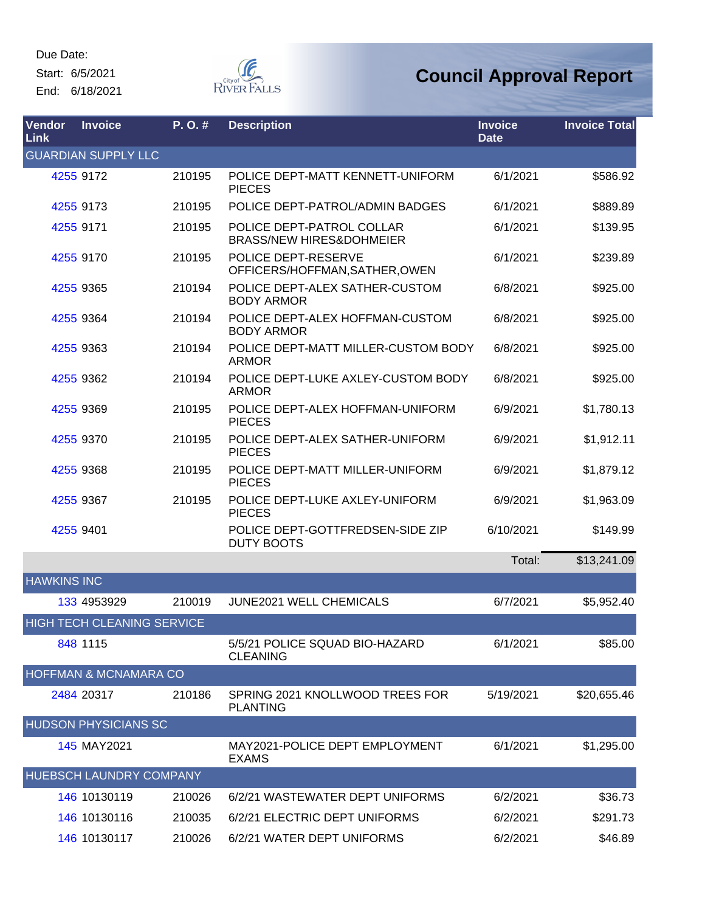Due Date:

Start: 6/5/2021

End: 6/18/2021

# Council Approval Report

| Vendor Link | Invoice | P. O. # | Description | Invoice Date | Invoice Total |
|---|---|---|---|---|---|
| GUARDIAN SUPPLY LLC | | | | | |
| 4255 | 9172 | 210195 | POLICE DEPT-MATT KENNETT-UNIFORM PIECES | 6/1/2021 | $586.92 |
| 4255 | 9173 | 210195 | POLICE DEPT-PATROL/ADMIN BADGES | 6/1/2021 | $889.89 |
| 4255 | 9171 | 210195 | POLICE DEPT-PATROL COLLAR BRASS/NEW HIRES&DOHMEIER | 6/1/2021 | $139.95 |
| 4255 | 9170 | 210195 | POLICE DEPT-RESERVE OFFICERS/HOFFMAN,SATHER,OWEN | 6/1/2021 | $239.89 |
| 4255 | 9365 | 210194 | POLICE DEPT-ALEX SATHER-CUSTOM BODY ARMOR | 6/8/2021 | $925.00 |
| 4255 | 9364 | 210194 | POLICE DEPT-ALEX HOFFMAN-CUSTOM BODY ARMOR | 6/8/2021 | $925.00 |
| 4255 | 9363 | 210194 | POLICE DEPT-MATT MILLER-CUSTOM BODY ARMOR | 6/8/2021 | $925.00 |
| 4255 | 9362 | 210194 | POLICE DEPT-LUKE AXLEY-CUSTOM BODY ARMOR | 6/8/2021 | $925.00 |
| 4255 | 9369 | 210195 | POLICE DEPT-ALEX HOFFMAN-UNIFORM PIECES | 6/9/2021 | $1,780.13 |
| 4255 | 9370 | 210195 | POLICE DEPT-ALEX SATHER-UNIFORM PIECES | 6/9/2021 | $1,912.11 |
| 4255 | 9368 | 210195 | POLICE DEPT-MATT MILLER-UNIFORM PIECES | 6/9/2021 | $1,879.12 |
| 4255 | 9367 | 210195 | POLICE DEPT-LUKE AXLEY-UNIFORM PIECES | 6/9/2021 | $1,963.09 |
| 4255 | 9401 | | POLICE DEPT-GOTTFREDSEN-SIDE ZIP DUTY BOOTS | 6/10/2021 | $149.99 |
| | | | | Total: | $13,241.09 |
| HAWKINS INC | | | | | |
| 133 | 4953929 | 210019 | JUNE2021 WELL CHEMICALS | 6/7/2021 | $5,952.40 |
| HIGH TECH CLEANING SERVICE | | | | | |
| 848 | 1115 | | 5/5/21 POLICE SQUAD BIO-HAZARD CLEANING | 6/1/2021 | $85.00 |
| HOFFMAN & MCNAMARA CO | | | | | |
| 2484 | 20317 | 210186 | SPRING 2021 KNOLLWOOD TREES FOR PLANTING | 5/19/2021 | $20,655.46 |
| HUDSON PHYSICIANS SC | | | | | |
| 145 | MAY2021 | | MAY2021-POLICE DEPT EMPLOYMENT EXAMS | 6/1/2021 | $1,295.00 |
| HUEBSCH LAUNDRY COMPANY | | | | | |
| 146 | 10130119 | 210026 | 6/2/21 WASTEWATER DEPT UNIFORMS | 6/2/2021 | $36.73 |
| 146 | 10130116 | 210035 | 6/2/21 ELECTRIC DEPT UNIFORMS | 6/2/2021 | $291.73 |
| 146 | 10130117 | 210026 | 6/2/21 WATER DEPT UNIFORMS | 6/2/2021 | $46.89 |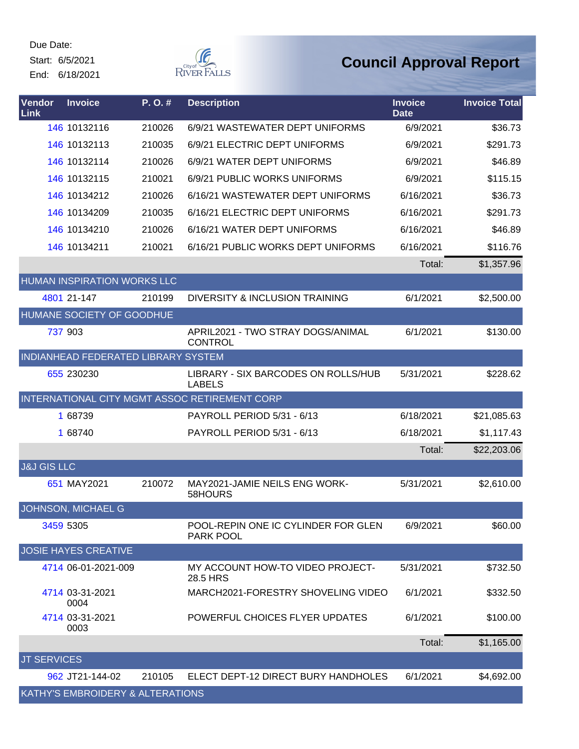Due Date:
Start: 6/5/2021
End: 6/18/2021

# Council Approval Report

| Vendor Link | Invoice | P. O. # | Description | Invoice Date | Invoice Total |
|---|---|---|---|---|---|
| 146 | 10132116 | 210026 | 6/9/21 WASTEWATER DEPT UNIFORMS | 6/9/2021 | $36.73 |
| 146 | 10132113 | 210035 | 6/9/21 ELECTRIC DEPT UNIFORMS | 6/9/2021 | $291.73 |
| 146 | 10132114 | 210026 | 6/9/21 WATER DEPT UNIFORMS | 6/9/2021 | $46.89 |
| 146 | 10132115 | 210021 | 6/9/21 PUBLIC WORKS UNIFORMS | 6/9/2021 | $115.15 |
| 146 | 10134212 | 210026 | 6/16/21 WASTEWATER DEPT UNIFORMS | 6/16/2021 | $36.73 |
| 146 | 10134209 | 210035 | 6/16/21 ELECTRIC DEPT UNIFORMS | 6/16/2021 | $291.73 |
| 146 | 10134210 | 210026 | 6/16/21 WATER DEPT UNIFORMS | 6/16/2021 | $46.89 |
| 146 | 10134211 | 210021 | 6/16/21 PUBLIC WORKS DEPT UNIFORMS | 6/16/2021 | $116.76 |
| | | | | Total: | $1,357.96 |
| HUMAN INSPIRATION WORKS LLC | | | | | |
| 4801 | 21-147 | 210199 | DIVERSITY & INCLUSION TRAINING | 6/1/2021 | $2,500.00 |
| HUMANE SOCIETY OF GOODHUE | | | | | |
| 737 | 903 | | APRIL2021 - TWO STRAY DOGS/ANIMAL CONTROL | 6/1/2021 | $130.00 |
| INDIANHEAD FEDERATED LIBRARY SYSTEM | | | | | |
| 655 | 230230 | | LIBRARY - SIX BARCODES ON ROLLS/HUB LABELS | 5/31/2021 | $228.62 |
| INTERNATIONAL CITY MGMT ASSOC RETIREMENT CORP | | | | | |
| 1 | 68739 | | PAYROLL PERIOD 5/31 - 6/13 | 6/18/2021 | $21,085.63 |
| 1 | 68740 | | PAYROLL PERIOD 5/31 - 6/13 | 6/18/2021 | $1,117.43 |
| | | | | Total: | $22,203.06 |
| J&J GIS LLC | | | | | |
| 651 | MAY2021 | 210072 | MAY2021-JAMIE NEILS ENG WORK-58HOURS | 5/31/2021 | $2,610.00 |
| JOHNSON, MICHAEL G | | | | | |
| 3459 | 5305 | | POOL-REPIN ONE IC CYLINDER FOR GLEN PARK POOL | 6/9/2021 | $60.00 |
| JOSIE HAYES CREATIVE | | | | | |
| 4714 | 06-01-2021-009 | | MY ACCOUNT HOW-TO VIDEO PROJECT-28.5 HRS | 5/31/2021 | $732.50 |
| 4714 | 03-31-2021 0004 | | MARCH2021-FORESTRY SHOVELING VIDEO | 6/1/2021 | $332.50 |
| 4714 | 03-31-2021 0003 | | POWERFUL CHOICES FLYER UPDATES | 6/1/2021 | $100.00 |
| | | | | Total: | $1,165.00 |
| JT SERVICES | | | | | |
| 962 | JT21-144-02 | 210105 | ELECT DEPT-12 DIRECT BURY HANDHOLES | 6/1/2021 | $4,692.00 |
| KATHY'S EMBROIDERY & ALTERATIONS | | | | | |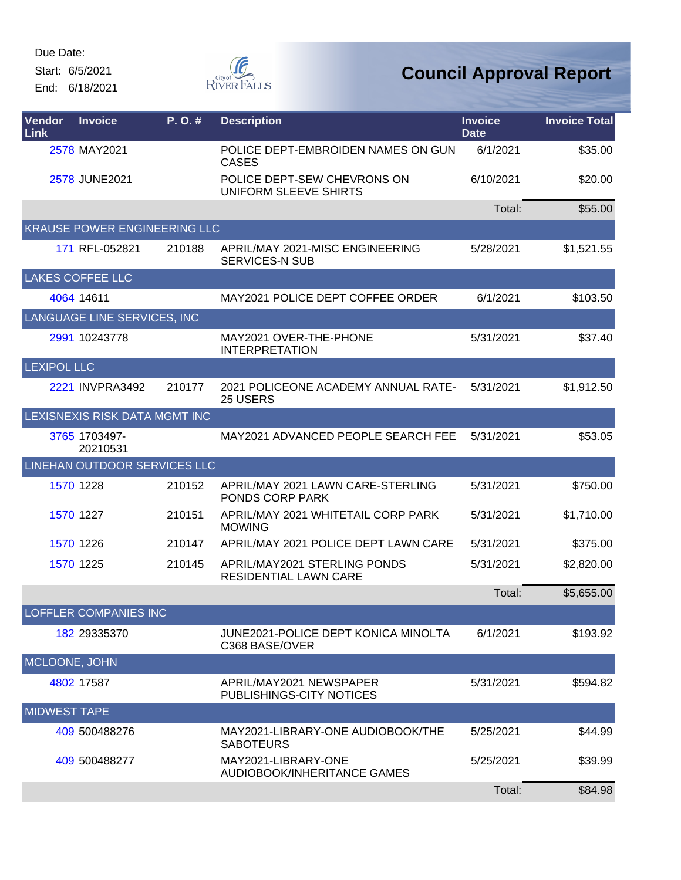Due Date:

Start: 6/5/2021

End: 6/18/2021

# Council Approval Report

| Vendor Link | Invoice | P. O. # | Description | Invoice Date | Invoice Total |
|---|---|---|---|---|---|
| 2578 | MAY2021 | | POLICE DEPT-EMBROIDEN NAMES ON GUN CASES | 6/1/2021 | $35.00 |
| 2578 | JUNE2021 | | POLICE DEPT-SEW CHEVRONS ON UNIFORM SLEEVE SHIRTS | 6/10/2021 | $20.00 |
| | | | | Total: | $55.00 |
| KRAUSE POWER ENGINEERING LLC | | | | | |
| 171 | RFL-052821 | 210188 | APRIL/MAY 2021-MISC ENGINEERING SERVICES-N SUB | 5/28/2021 | $1,521.55 |
| LAKES COFFEE LLC | | | | | |
| 4064 | 14611 | | MAY2021 POLICE DEPT COFFEE ORDER | 6/1/2021 | $103.50 |
| LANGUAGE LINE SERVICES, INC | | | | | |
| 2991 | 10243778 | | MAY2021 OVER-THE-PHONE INTERPRETATION | 5/31/2021 | $37.40 |
| LEXIPOL LLC | | | | | |
| 2221 | INVPRA3492 | 210177 | 2021 POLICEONE ACADEMY ANNUAL RATE-25 USERS | 5/31/2021 | $1,912.50 |
| LEXISNEXIS RISK DATA MGMT INC | | | | | |
| 3765 | 1703497-20210531 | | MAY2021 ADVANCED PEOPLE SEARCH FEE | 5/31/2021 | $53.05 |
| LINEHAN OUTDOOR SERVICES LLC | | | | | |
| 1570 | 1228 | 210152 | APRIL/MAY 2021 LAWN CARE-STERLING PONDS CORP PARK | 5/31/2021 | $750.00 |
| 1570 | 1227 | 210151 | APRIL/MAY 2021 WHITETAIL CORP PARK MOWING | 5/31/2021 | $1,710.00 |
| 1570 | 1226 | 210147 | APRIL/MAY 2021 POLICE DEPT LAWN CARE | 5/31/2021 | $375.00 |
| 1570 | 1225 | 210145 | APRIL/MAY2021 STERLING PONDS RESIDENTIAL LAWN CARE | 5/31/2021 | $2,820.00 |
| | | | | Total: | $5,655.00 |
| LOFFLER COMPANIES INC | | | | | |
| 182 | 29335370 | | JUNE2021-POLICE DEPT KONICA MINOLTA C368 BASE/OVER | 6/1/2021 | $193.92 |
| MCLOONE, JOHN | | | | | |
| 4802 | 17587 | | APRIL/MAY2021 NEWSPAPER PUBLISHINGS-CITY NOTICES | 5/31/2021 | $594.82 |
| MIDWEST TAPE | | | | | |
| 409 | 500488276 | | MAY2021-LIBRARY-ONE AUDIOBOOK/THE SABOTEURS | 5/25/2021 | $44.99 |
| 409 | 500488277 | | MAY2021-LIBRARY-ONE AUDIOBOOK/INHERITANCE GAMES | 5/25/2021 | $39.99 |
| | | | | Total: | $84.98 |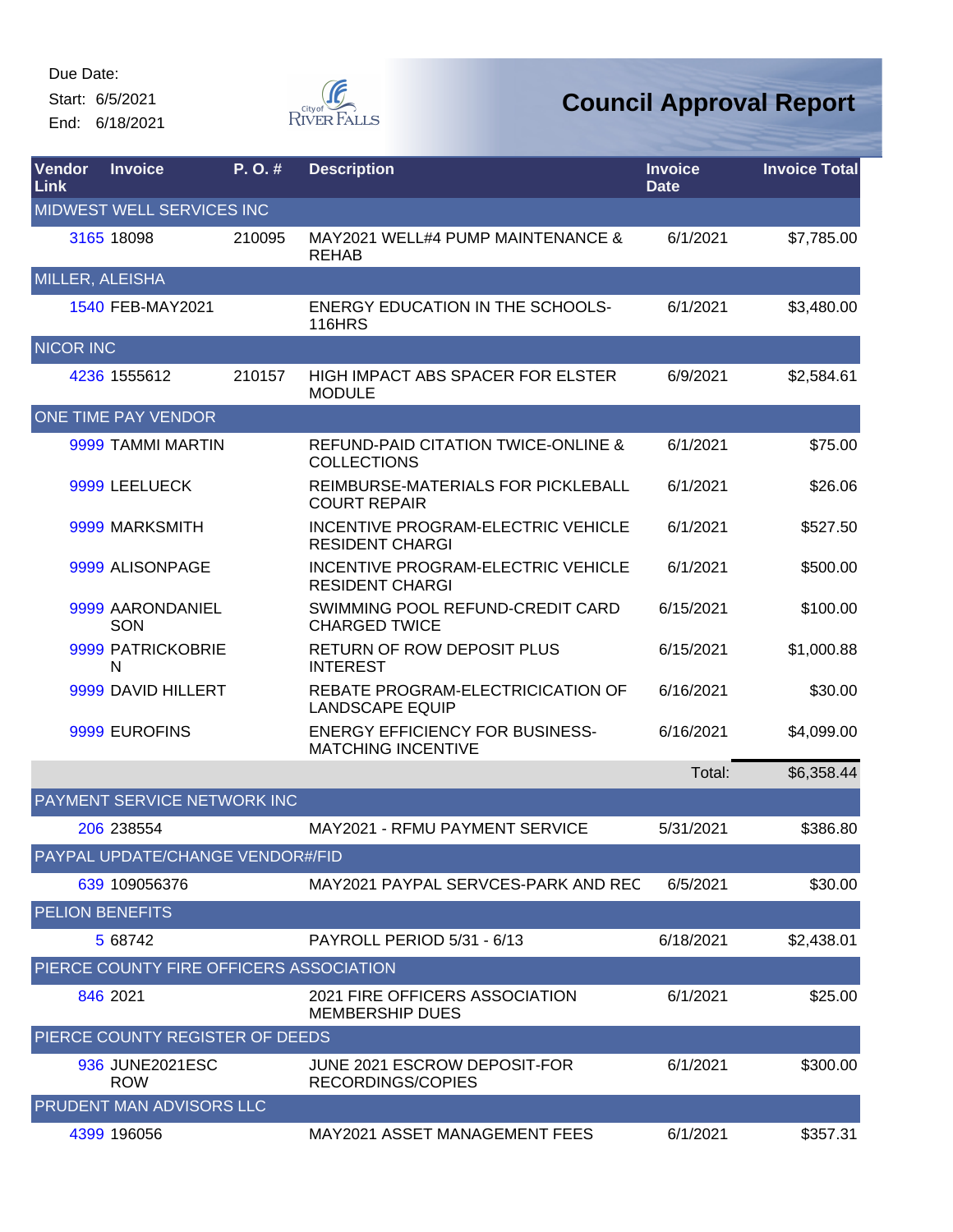Due Date:

Start: 6/5/2021

End: 6/18/2021

# Council Approval Report

| Vendor Link | Invoice | P. O. # | Description | Invoice Date | Invoice Total |
|---|---|---|---|---|---|
| MIDWEST WELL SERVICES INC | | | | | |
| 3165 | 18098 | 210095 | MAY2021 WELL#4 PUMP MAINTENANCE & REHAB | 6/1/2021 | $7,785.00 |
| MILLER, ALEISHA | | | | | |
| 1540 | FEB-MAY2021 | | ENERGY EDUCATION IN THE SCHOOLS-116HRS | 6/1/2021 | $3,480.00 |
| NICOR INC | | | | | |
| 4236 | 1555612 | 210157 | HIGH IMPACT ABS SPACER FOR ELSTER MODULE | 6/9/2021 | $2,584.61 |
| ONE TIME PAY VENDOR | | | | | |
| 9999 | TAMMI MARTIN | | REFUND-PAID CITATION TWICE-ONLINE & COLLECTIONS | 6/1/2021 | $75.00 |
| 9999 | LEELUECK | | REIMBURSE-MATERIALS FOR PICKLEBALL COURT REPAIR | 6/1/2021 | $26.06 |
| 9999 | MARKSMITH | | INCENTIVE PROGRAM-ELECTRIC VEHICLE RESIDENT CHARGI | 6/1/2021 | $527.50 |
| 9999 | ALISONPAGE | | INCENTIVE PROGRAM-ELECTRIC VEHICLE RESIDENT CHARGI | 6/1/2021 | $500.00 |
| 9999 | AARONDANIELSON | | SWIMMING POOL REFUND-CREDIT CARD CHARGED TWICE | 6/15/2021 | $100.00 |
| 9999 | PATRICKOBRIEN | | RETURN OF ROW DEPOSIT PLUS INTEREST | 6/15/2021 | $1,000.88 |
| 9999 | DAVID HILLERT | | REBATE PROGRAM-ELECTRICICATION OF LANDSCAPE EQUIP | 6/16/2021 | $30.00 |
| 9999 | EUROFINS | | ENERGY EFFICIENCY FOR BUSINESS-MATCHING INCENTIVE | 6/16/2021 | $4,099.00 |
| | | | | Total: | $6,358.44 |
| PAYMENT SERVICE NETWORK INC | | | | | |
| 206 | 238554 | | MAY2021 - RFMU PAYMENT SERVICE | 5/31/2021 | $386.80 |
| PAYPAL UPDATE/CHANGE VENDOR#/FID | | | | | |
| 639 | 109056376 | | MAY2021 PAYPAL SERVCES-PARK AND REC | 6/5/2021 | $30.00 |
| PELION BENEFITS | | | | | |
| 5 | 68742 | | PAYROLL PERIOD 5/31 - 6/13 | 6/18/2021 | $2,438.01 |
| PIERCE COUNTY FIRE OFFICERS ASSOCIATION | | | | | |
| 846 | 2021 | | 2021 FIRE OFFICERS ASSOCIATION MEMBERSHIP DUES | 6/1/2021 | $25.00 |
| PIERCE COUNTY REGISTER OF DEEDS | | | | | |
| 936 | JUNE2021ESCROW | | JUNE 2021 ESCROW DEPOSIT-FOR RECORDINGS/COPIES | 6/1/2021 | $300.00 |
| PRUDENT MAN ADVISORS LLC | | | | | |
| 4399 | 196056 | | MAY2021 ASSET MANAGEMENT FEES | 6/1/2021 | $357.31 |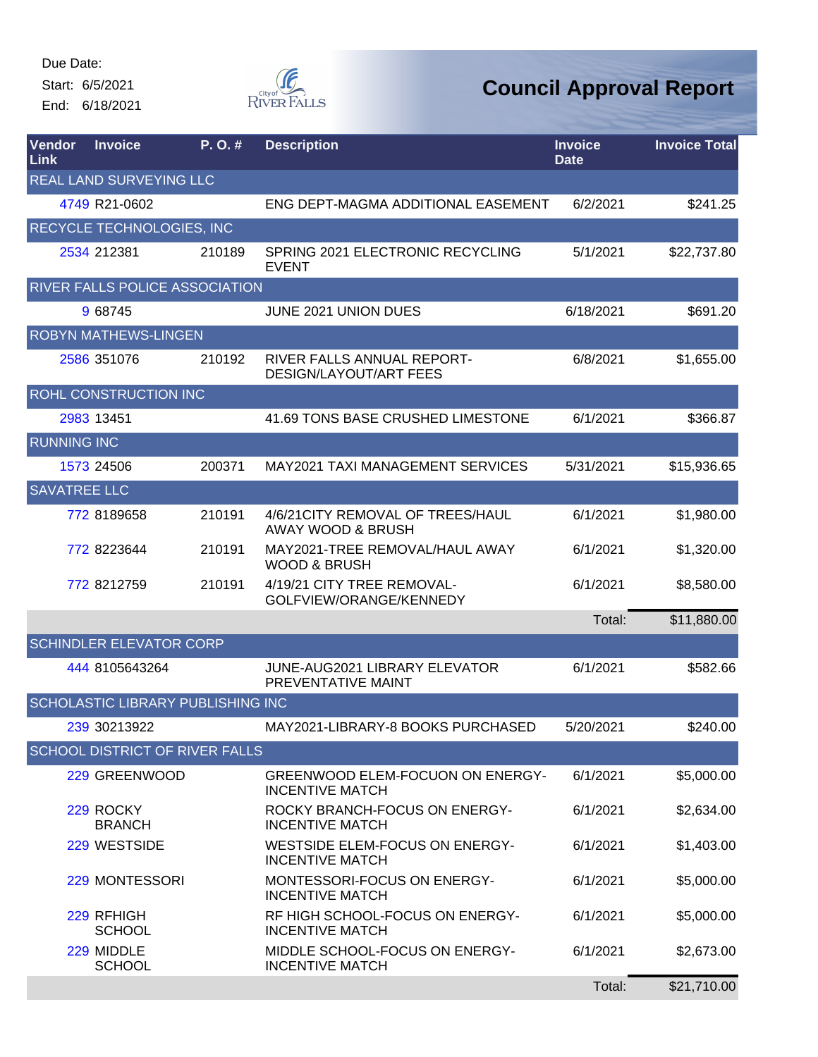Due Date:
Start: 6/5/2021
End: 6/18/2021

# Council Approval Report

| Vendor Link | Invoice | P. O. # | Description | Invoice Date | Invoice Total |
|---|---|---|---|---|---|
| REAL LAND SURVEYING LLC | | | | | |
| 4749 | R21-0602 | | ENG DEPT-MAGMA ADDITIONAL EASEMENT | 6/2/2021 | $241.25 |
| RECYCLE TECHNOLOGIES, INC | | | | | |
| 2534 | 212381 | 210189 | SPRING 2021 ELECTRONIC RECYCLING EVENT | 5/1/2021 | $22,737.80 |
| RIVER FALLS POLICE ASSOCIATION | | | | | |
| 9 | 68745 | | JUNE 2021 UNION DUES | 6/18/2021 | $691.20 |
| ROBYN MATHEWS-LINGEN | | | | | |
| 2586 | 351076 | 210192 | RIVER FALLS ANNUAL REPORT-DESIGN/LAYOUT/ART FEES | 6/8/2021 | $1,655.00 |
| ROHL CONSTRUCTION INC | | | | | |
| 2983 | 13451 | | 41.69 TONS BASE CRUSHED LIMESTONE | 6/1/2021 | $366.87 |
| RUNNING INC | | | | | |
| 1573 | 24506 | 200371 | MAY2021 TAXI MANAGEMENT SERVICES | 5/31/2021 | $15,936.65 |
| SAVATREE LLC | | | | | |
| 772 | 8189658 | 210191 | 4/6/21CITY REMOVAL OF TREES/HAUL AWAY WOOD & BRUSH | 6/1/2021 | $1,980.00 |
| 772 | 8223644 | 210191 | MAY2021-TREE REMOVAL/HAUL AWAY WOOD & BRUSH | 6/1/2021 | $1,320.00 |
| 772 | 8212759 | 210191 | 4/19/21 CITY TREE REMOVAL-GOLFVIEW/ORANGE/KENNEDY | 6/1/2021 | $8,580.00 |
| | | | | Total: | $11,880.00 |
| SCHINDLER ELEVATOR CORP | | | | | |
| 444 | 8105643264 | | JUNE-AUG2021 LIBRARY ELEVATOR PREVENTATIVE MAINT | 6/1/2021 | $582.66 |
| SCHOLASTIC LIBRARY PUBLISHING INC | | | | | |
| 239 | 30213922 | | MAY2021-LIBRARY-8 BOOKS PURCHASED | 5/20/2021 | $240.00 |
| SCHOOL DISTRICT OF RIVER FALLS | | | | | |
| 229 | GREENWOOD | | GREENWOOD ELEM-FOCUON ON ENERGY-INCENTIVE MATCH | 6/1/2021 | $5,000.00 |
| 229 | ROCKY BRANCH | | ROCKY BRANCH-FOCUS ON ENERGY-INCENTIVE MATCH | 6/1/2021 | $2,634.00 |
| 229 | WESTSIDE | | WESTSIDE ELEM-FOCUS ON ENERGY-INCENTIVE MATCH | 6/1/2021 | $1,403.00 |
| 229 | MONTESSORI | | MONTESSORI-FOCUS ON ENERGY-INCENTIVE MATCH | 6/1/2021 | $5,000.00 |
| 229 | RFHIGH SCHOOL | | RF HIGH SCHOOL-FOCUS ON ENERGY-INCENTIVE MATCH | 6/1/2021 | $5,000.00 |
| 229 | MIDDLE SCHOOL | | MIDDLE SCHOOL-FOCUS ON ENERGY-INCENTIVE MATCH | 6/1/2021 | $2,673.00 |
| | | | | Total: | $21,710.00 |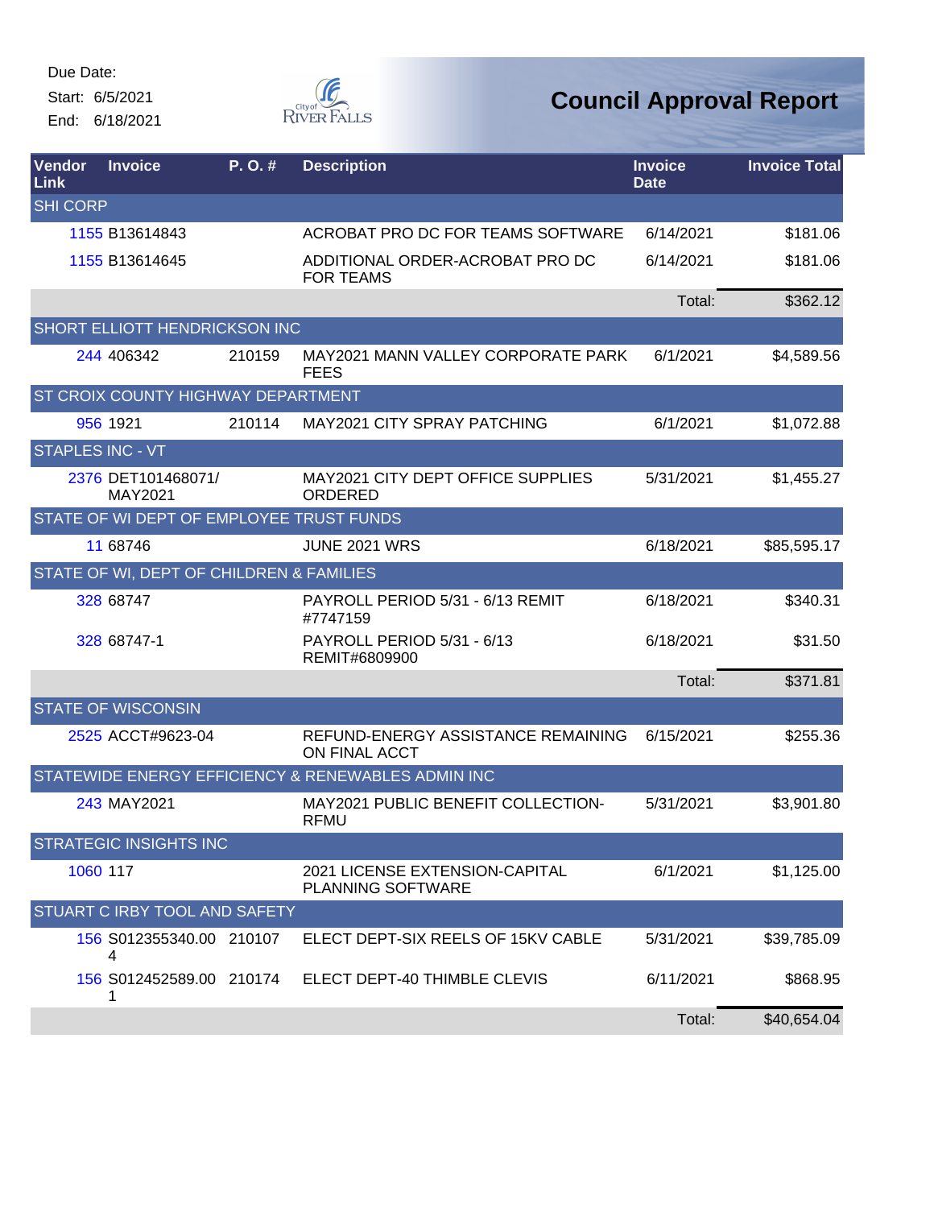Due Date:

Start: 6/5/2021

End: 6/18/2021

# Council Approval Report

| Vendor Link | Invoice | P. O. # | Description | Invoice Date | Invoice Total |
|---|---|---|---|---|---|
| SHI CORP | | | | | |
| 1155 | B13614843 | | ACROBAT PRO DC FOR TEAMS SOFTWARE | 6/14/2021 | $181.06 |
| 1155 | B13614645 | | ADDITIONAL ORDER-ACROBAT PRO DC FOR TEAMS | 6/14/2021 | $181.06 |
| | | | | Total: | $362.12 |
| SHORT ELLIOTT HENDRICKSON INC | | | | | |
| 244 | 406342 | 210159 | MAY2021 MANN VALLEY CORPORATE PARK FEES | 6/1/2021 | $4,589.56 |
| ST CROIX COUNTY HIGHWAY DEPARTMENT | | | | | |
| 956 | 1921 | 210114 | MAY2021 CITY SPRAY PATCHING | 6/1/2021 | $1,072.88 |
| STAPLES INC - VT | | | | | |
| 2376 | DET101468071/ MAY2021 | | MAY2021 CITY DEPT OFFICE SUPPLIES ORDERED | 5/31/2021 | $1,455.27 |
| STATE OF WI DEPT OF EMPLOYEE TRUST FUNDS | | | | | |
| 11 | 68746 | | JUNE 2021 WRS | 6/18/2021 | $85,595.17 |
| STATE OF WI, DEPT OF CHILDREN & FAMILIES | | | | | |
| 328 | 68747 | | PAYROLL PERIOD 5/31 - 6/13 REMIT #7747159 | 6/18/2021 | $340.31 |
| 328 | 68747-1 | | PAYROLL PERIOD 5/31 - 6/13 REMIT#6809900 | 6/18/2021 | $31.50 |
| | | | | Total: | $371.81 |
| STATE OF WISCONSIN | | | | | |
| 2525 | ACCT#9623-04 | | REFUND-ENERGY ASSISTANCE REMAINING ON FINAL ACCT | 6/15/2021 | $255.36 |
| STATEWIDE ENERGY EFFICIENCY & RENEWABLES ADMIN INC | | | | | |
| 243 | MAY2021 | | MAY2021 PUBLIC BENEFIT COLLECTION-RFMU | 5/31/2021 | $3,901.80 |
| STRATEGIC INSIGHTS INC | | | | | |
| 1060 | 117 | | 2021 LICENSE EXTENSION-CAPITAL PLANNING SOFTWARE | 6/1/2021 | $1,125.00 |
| STUART C IRBY TOOL AND SAFETY | | | | | |
| 156 | S012355340.004 | 210107 | ELECT DEPT-SIX REELS OF 15KV CABLE | 5/31/2021 | $39,785.09 |
| 156 | S012452589.001 | 210174 | ELECT DEPT-40 THIMBLE CLEVIS | 6/11/2021 | $868.95 |
| | | | | Total: | $40,654.04 |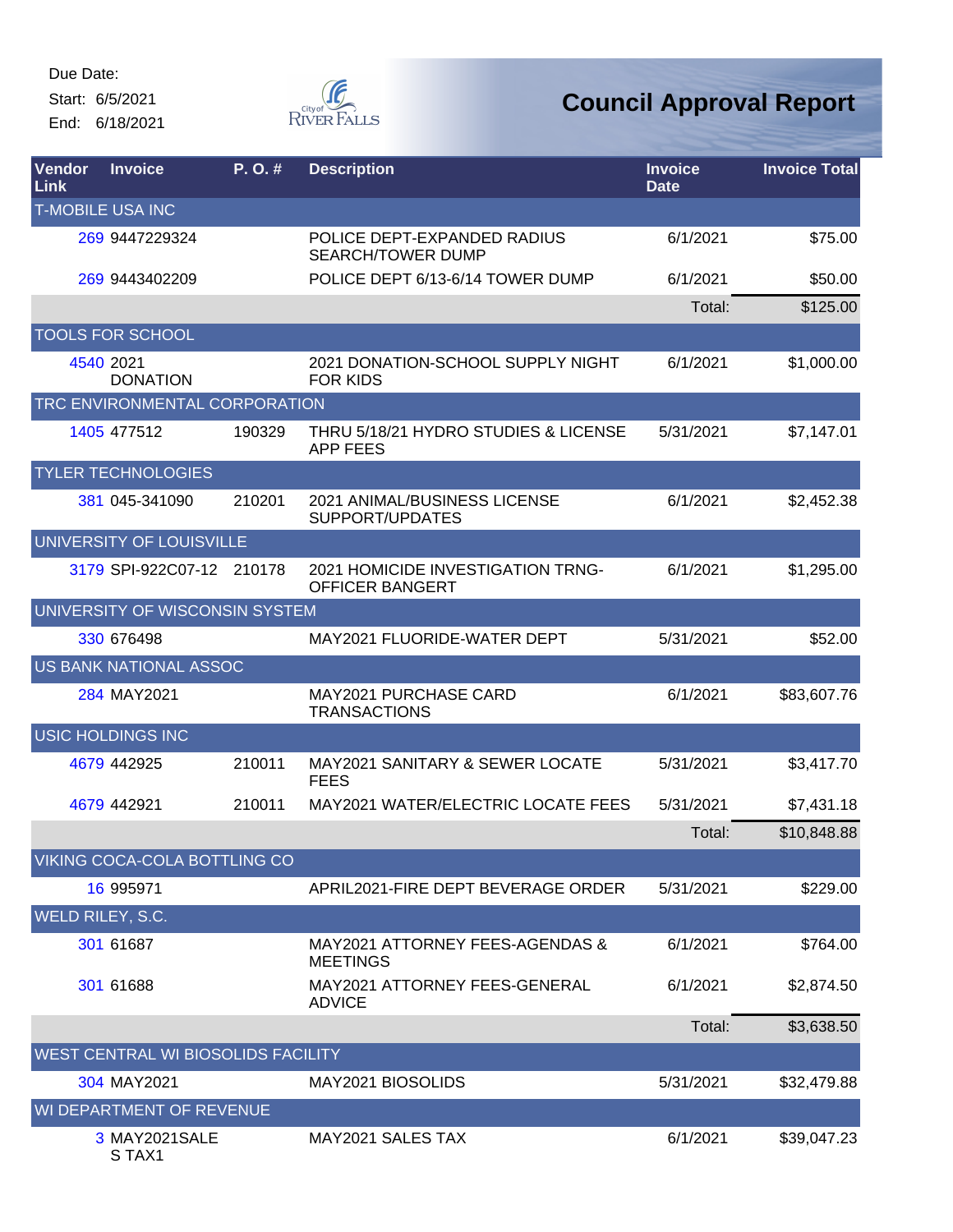Due Date:
Start: 6/5/2021
End: 6/18/2021

City of River Falls

# Council Approval Report

| Vendor Link | Invoice | P. O. # | Description | Invoice Date | Invoice Total |
|---|---|---|---|---|---|
| T-MOBILE USA INC | | | | | |
| 269 | 9447229324 | | POLICE DEPT-EXPANDED RADIUS SEARCH/TOWER DUMP | 6/1/2021 | $75.00 |
| 269 | 9443402209 | | POLICE DEPT 6/13-6/14 TOWER DUMP | 6/1/2021 | $50.00 |
| | | | | Total: | $125.00 |
| TOOLS FOR SCHOOL | | | | | |
| 4540 | 2021 DONATION | | 2021 DONATION-SCHOOL SUPPLY NIGHT FOR KIDS | 6/1/2021 | $1,000.00 |
| TRC ENVIRONMENTAL CORPORATION | | | | | |
| 1405 | 477512 | 190329 | THRU 5/18/21 HYDRO STUDIES & LICENSE APP FEES | 5/31/2021 | $7,147.01 |
| TYLER TECHNOLOGIES | | | | | |
| 381 | 045-341090 | 210201 | 2021 ANIMAL/BUSINESS LICENSE SUPPORT/UPDATES | 6/1/2021 | $2,452.38 |
| UNIVERSITY OF LOUISVILLE | | | | | |
| 3179 | SPI-922C07-12 | 210178 | 2021 HOMICIDE INVESTIGATION TRNG-OFFICER BANGERT | 6/1/2021 | $1,295.00 |
| UNIVERSITY OF WISCONSIN SYSTEM | | | | | |
| 330 | 676498 | | MAY2021 FLUORIDE-WATER DEPT | 5/31/2021 | $52.00 |
| US BANK NATIONAL ASSOC | | | | | |
| 284 | MAY2021 | | MAY2021 PURCHASE CARD TRANSACTIONS | 6/1/2021 | $83,607.76 |
| USIC HOLDINGS INC | | | | | |
| 4679 | 442925 | 210011 | MAY2021 SANITARY & SEWER LOCATE FEES | 5/31/2021 | $3,417.70 |
| 4679 | 442921 | 210011 | MAY2021 WATER/ELECTRIC LOCATE FEES | 5/31/2021 | $7,431.18 |
| | | | | Total: | $10,848.88 |
| VIKING COCA-COLA BOTTLING CO | | | | | |
| 16 | 995971 | | APRIL2021-FIRE DEPT BEVERAGE ORDER | 5/31/2021 | $229.00 |
| WELD RILEY, S.C. | | | | | |
| 301 | 61687 | | MAY2021 ATTORNEY FEES-AGENDAS & MEETINGS | 6/1/2021 | $764.00 |
| 301 | 61688 | | MAY2021 ATTORNEY FEES-GENERAL ADVICE | 6/1/2021 | $2,874.50 |
| | | | | Total: | $3,638.50 |
| WEST CENTRAL WI BIOSOLIDS FACILITY | | | | | |
| 304 | MAY2021 | | MAY2021 BIOSOLIDS | 5/31/2021 | $32,479.88 |
| WI DEPARTMENT OF REVENUE | | | | | |
| 3 | MAY2021SALES TAX1 | | MAY2021 SALES TAX | 6/1/2021 | $39,047.23 |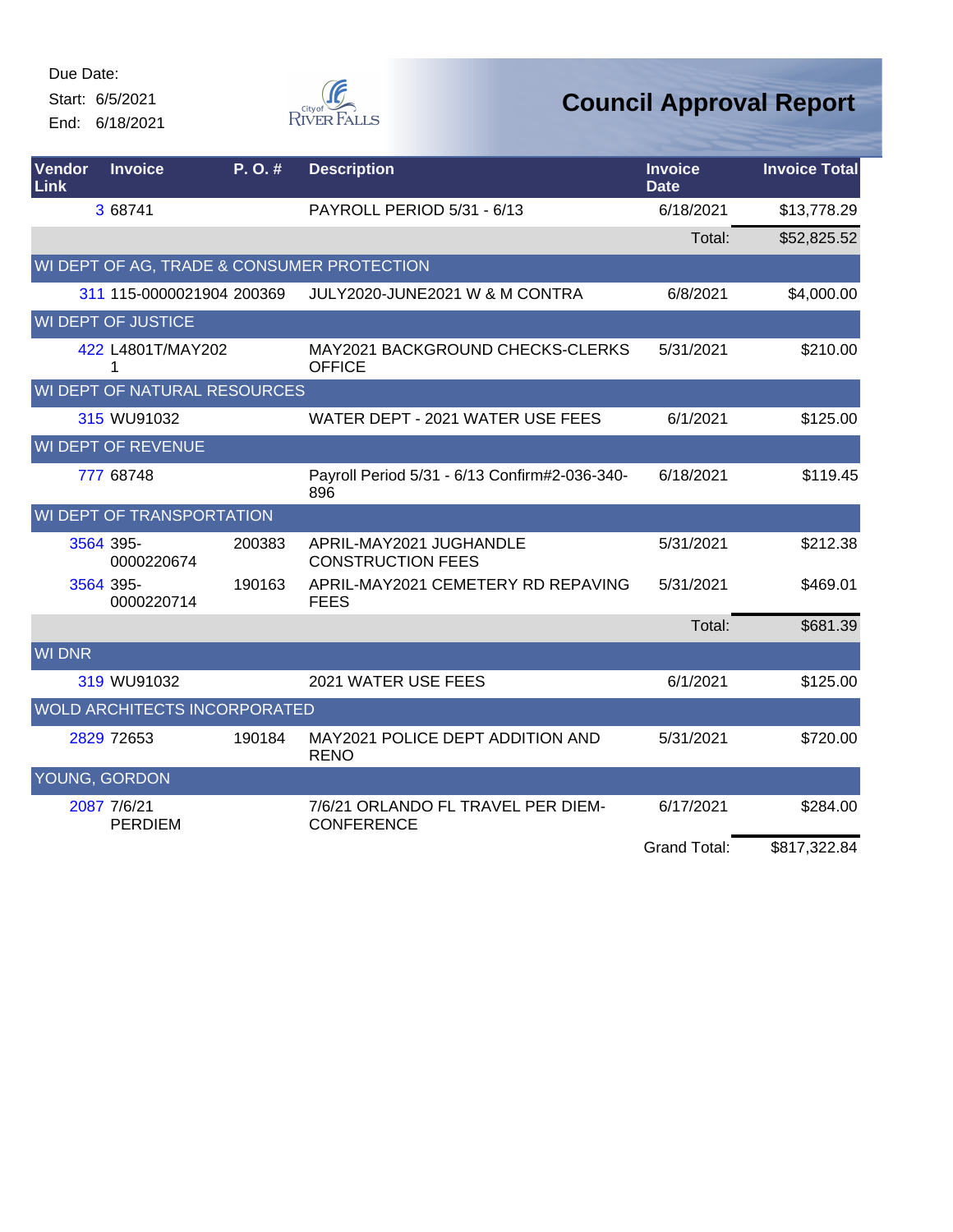Due Date:
Start: 6/5/2021
End: 6/18/2021

City of River Falls

# Council Approval Report

| Vendor Link | Invoice | P. O. # | Description | Invoice Date | Invoice Total |
|---|---|---|---|---|---|
| 3 | 68741 | | PAYROLL PERIOD 5/31 - 6/13 | 6/18/2021 | $13,778.29 |
| | | | | Total: | $52,825.52 |
| WI DEPT OF AG, TRADE & CONSUMER PROTECTION | | | | | |
| 311 | 115-0000021904 | 200369 | JULY2020-JUNE2021 W & M CONTRA | 6/8/2021 | $4,000.00 |
| WI DEPT OF JUSTICE | | | | | |
| 422 | L4801T/MAY2021 | | MAY2021 BACKGROUND CHECKS-CLERKS OFFICE | 5/31/2021 | $210.00 |
| WI DEPT OF NATURAL RESOURCES | | | | | |
| 315 | WU91032 | | WATER DEPT - 2021 WATER USE FEES | 6/1/2021 | $125.00 |
| WI DEPT OF REVENUE | | | | | |
| 777 | 68748 | | Payroll Period 5/31 - 6/13 Confirm#2-036-340-896 | 6/18/2021 | $119.45 |
| WI DEPT OF TRANSPORTATION | | | | | |
| 3564 | 395-0000220674 | 200383 | APRIL-MAY2021 JUGHANDLE CONSTRUCTION FEES | 5/31/2021 | $212.38 |
| 3564 | 395-0000220714 | 190163 | APRIL-MAY2021 CEMETERY RD REPAVING FEES | 5/31/2021 | $469.01 |
| | | | | Total: | $681.39 |
| WI DNR | | | | | |
| 319 | WU91032 | | 2021 WATER USE FEES | 6/1/2021 | $125.00 |
| WOLD ARCHITECTS INCORPORATED | | | | | |
| 2829 | 72653 | 190184 | MAY2021 POLICE DEPT ADDITION AND RENO | 5/31/2021 | $720.00 |
| YOUNG, GORDON | | | | | |
| 2087 | 7/6/21 PERDIEM | | 7/6/21 ORLANDO FL TRAVEL PER DIEM-CONFERENCE | 6/17/2021 | $284.00 |
| | | | | Grand Total: | $817,322.84 |